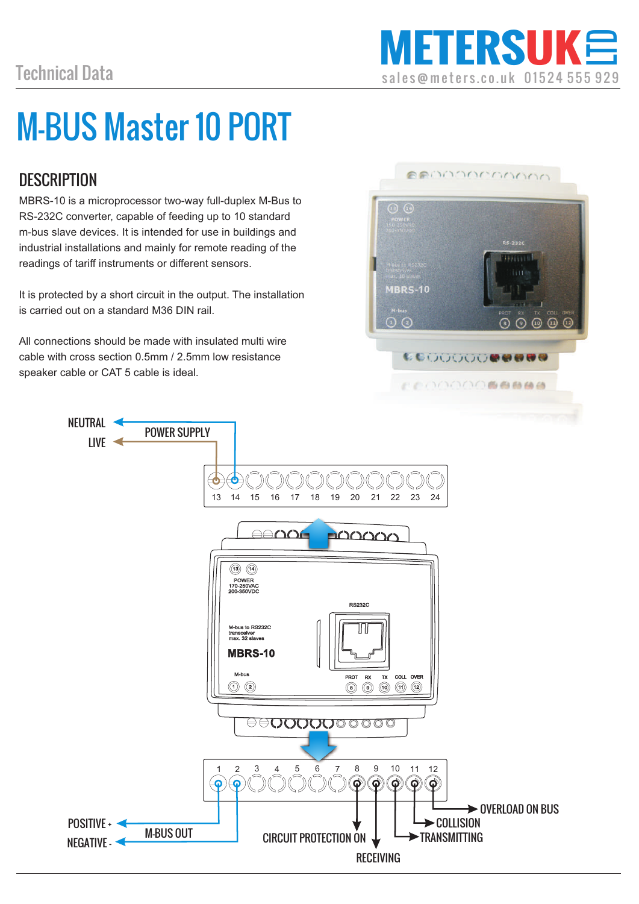Technical Data

# M-BUS Master 10 PORT

## DESCRIPTION

MBRS-10 is a microprocessor two-way full-duplex M-Bus to RS-232C converter, capable of feeding up to 10 standard m-bus slave devices. It is intended for use in buildings and industrial installations and mainly for remote reading of the readings of tariff instruments or different sensors.

It is protected by a short circuit in the output. The installation is carried out on a standard M36 DIN rail.

All connections should be made with insulated multi wire cable with cross section 0.5mm / 2.5mm low resistance speaker cable or CAT 5 cable is ideal.

NEUTRAL
LIVE
POWER SUPPLY

13 14 15 16 17 18 19 20 21 22 23 24

POWER
170-250VAC
200-350VDC

RS232C

M-bus to RS232C transceiver max. 32 slaves

MBRS-10

M-bus

PROT RX TX COLL OVER

1 2 3 4 5 6 7 8 9 10 11 12

POSITIVE +
NEGATIVE -
M-BUS OUT
CIRCUIT PROTECTION ON
RECEIVING
TRANSMITTING
COLLISION
OVERLOAD ON BUS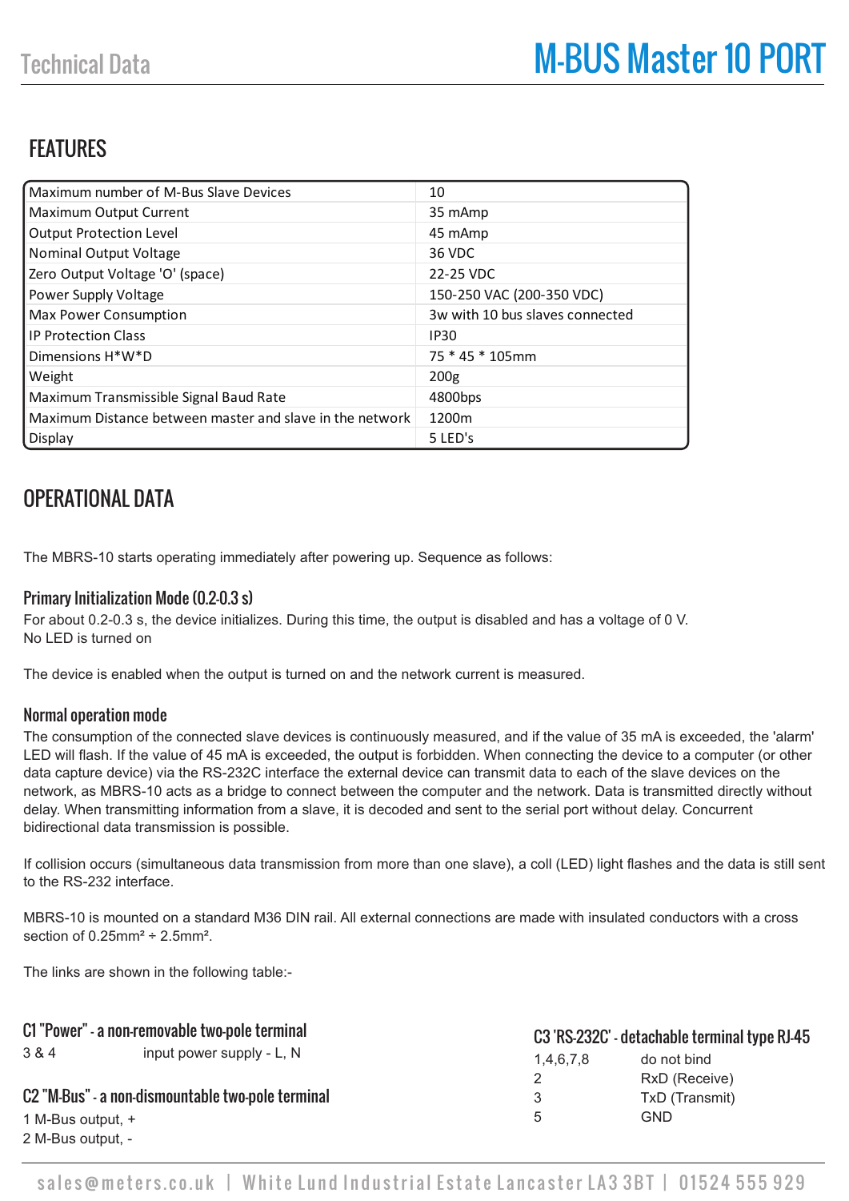Technical Data

# M-BUS Master 10 PORT

## FEATURES

| | |
|---|---|
| Maximum number of M-Bus Slave Devices | 10 |
| Maximum Output Current | 35 mAmp |
| Output Protection Level | 45 mAmp |
| Nominal Output Voltage | 36 VDC |
| Zero Output Voltage 'O' (space) | 22-25 VDC |
| Power Supply Voltage | 150-250 VAC (200-350 VDC) |
| Max Power Consumption | 3w with 10 bus slaves connected |
| IP Protection Class | IP30 |
| Dimensions H*W*D | 75 * 45 * 105mm |
| Weight | 200g |
| Maximum Transmissible Signal Baud Rate | 4800bps |
| Maximum Distance between master and slave in the network | 1200m |
| Display | 5 LED's |

## OPERATIONAL DATA

The MBRS-10 starts operating immediately after powering up. Sequence as follows:

### Primary Initialization Mode (0.2-0.3 s)

For about 0.2-0.3 s, the device initializes. During this time, the output is disabled and has a voltage of 0 V.
No LED is turned on

The device is enabled when the output is turned on and the network current is measured.

### Normal operation mode

The consumption of the connected slave devices is continuously measured, and if the value of 35 mA is exceeded, the 'alarm' LED will flash. If the value of 45 mA is exceeded, the output is forbidden. When connecting the device to a computer (or other data capture device) via the RS-232C interface the external device can transmit data to each of the slave devices on the network, as MBRS-10 acts as a bridge to connect between the computer and the network. Data is transmitted directly without delay. When transmitting information from a slave, it is decoded and sent to the serial port without delay. Concurrent bidirectional data transmission is possible.

If collision occurs (simultaneous data transmission from more than one slave), a coll (LED) light flashes and the data is still sent to the RS-232 interface.

MBRS-10 is mounted on a standard M36 DIN rail. All external connections are made with insulated conductors with a cross section of 0.25mm² ÷ 2.5mm².

The links are shown in the following table:-

### C1 "Power" - a non-removable two-pole terminal

3 & 4 input power supply - L, N

### C2 "M-Bus" - a non-dismountable two-pole terminal

1 M-Bus output, +
2 M-Bus output, -

### C3 'RS-232C' - detachable terminal type RJ-45

| | |
|---|---|
| 1,4,6,7,8 | do not bind |
| 2 | RxD (Receive) |
| 3 | TxD (Transmit) |
| 5 | GND |